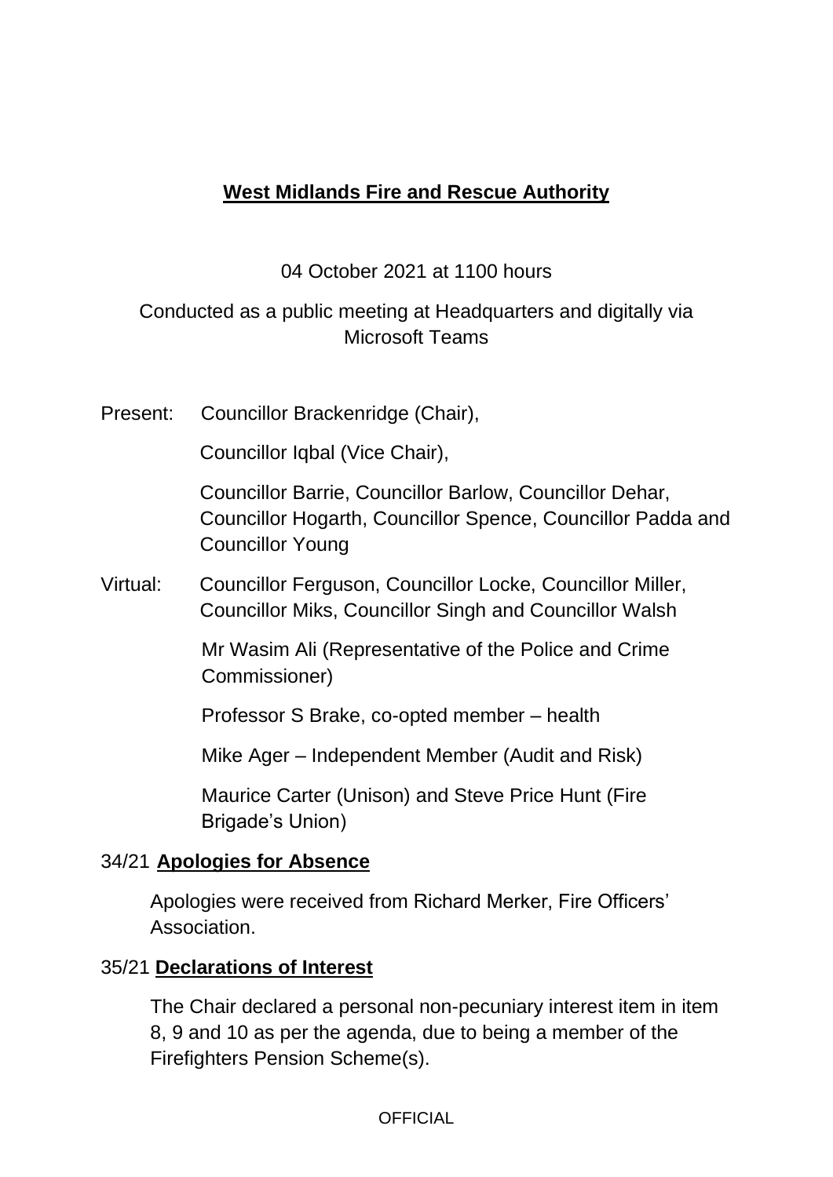# West Midlands Fire and Rescue Authority

04 October 2021 at 1100 hours

Conducted as a public meeting at Headquarters and digitally via Microsoft Teams

Present: Councillor Brackenridge (Chair),

Councillor Iqbal (Vice Chair),

Councillor Barrie, Councillor Barlow, Councillor Dehar, Councillor Hogarth, Councillor Spence, Councillor Padda and Councillor Young

Virtual: Councillor Ferguson, Councillor Locke, Councillor Miller, Councillor Miks, Councillor Singh and Councillor Walsh

Mr Wasim Ali (Representative of the Police and Crime Commissioner)

Professor S Brake, co-opted member – health

Mike Ager – Independent Member (Audit and Risk)

Maurice Carter (Unison) and Steve Price Hunt (Fire Brigade's Union)

## 34/21 Apologies for Absence

Apologies were received from Richard Merker, Fire Officers' Association.

## 35/21 Declarations of Interest

The Chair declared a personal non-pecuniary interest item in item 8, 9 and 10 as per the agenda, due to being a member of the Firefighters Pension Scheme(s).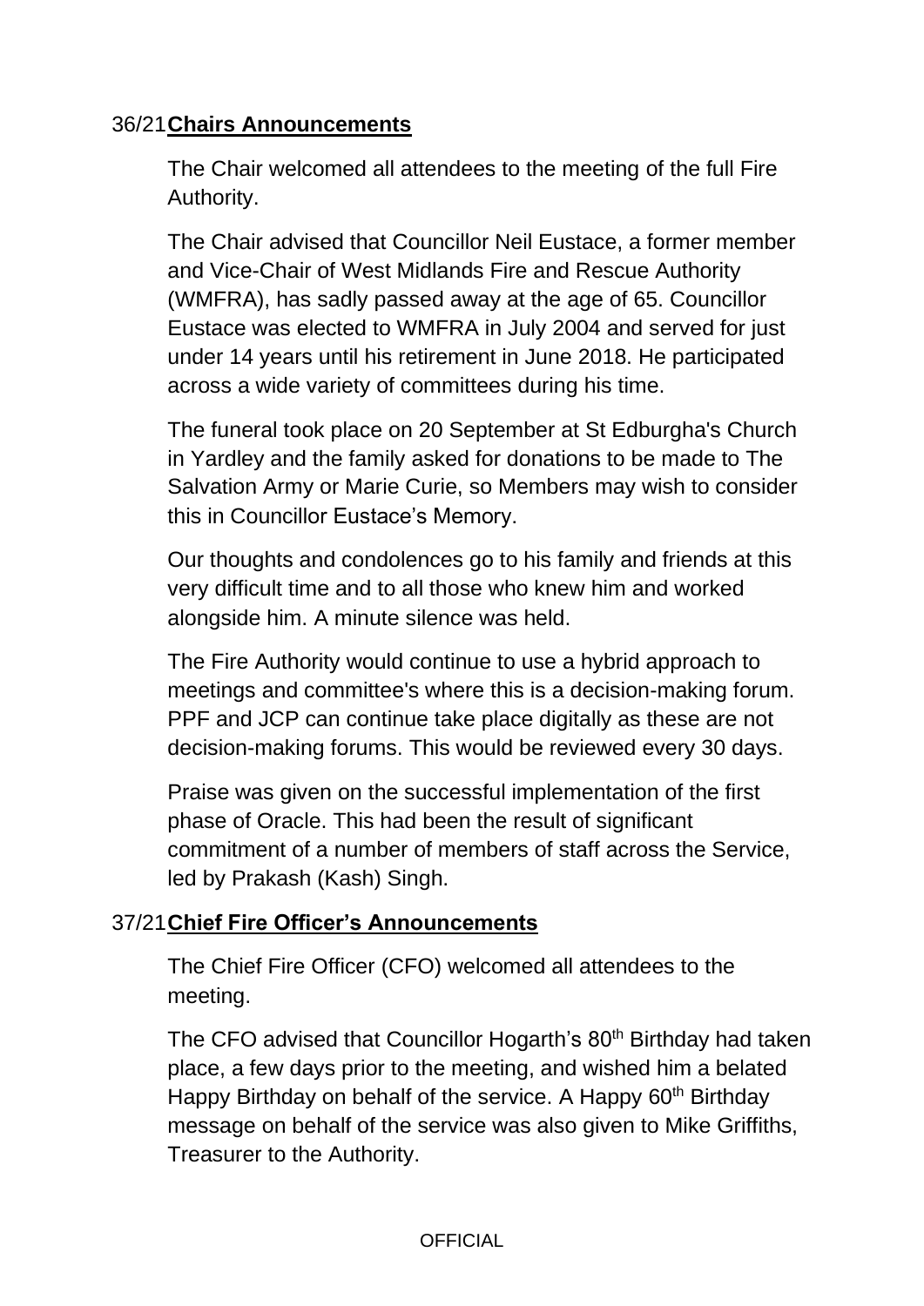## 36/21 **Chairs Announcements**

The Chair welcomed all attendees to the meeting of the full Fire Authority.

The Chair advised that Councillor Neil Eustace, a former member and Vice-Chair of West Midlands Fire and Rescue Authority (WMFRA), has sadly passed away at the age of 65. Councillor Eustace was elected to WMFRA in July 2004 and served for just under 14 years until his retirement in June 2018. He participated across a wide variety of committees during his time.

The funeral took place on 20 September at St Edburgha's Church in Yardley and the family asked for donations to be made to The Salvation Army or Marie Curie, so Members may wish to consider this in Councillor Eustace's Memory.

Our thoughts and condolences go to his family and friends at this very difficult time and to all those who knew him and worked alongside him. A minute silence was held.

The Fire Authority would continue to use a hybrid approach to meetings and committee's where this is a decision-making forum. PPF and JCP can continue take place digitally as these are not decision-making forums. This would be reviewed every 30 days.

Praise was given on the successful implementation of the first phase of Oracle. This had been the result of significant commitment of a number of members of staff across the Service, led by Prakash (Kash) Singh.

## 37/21 **Chief Fire Officer's Announcements**

The Chief Fire Officer (CFO) welcomed all attendees to the meeting.

The CFO advised that Councillor Hogarth's 80th Birthday had taken place, a few days prior to the meeting, and wished him a belated Happy Birthday on behalf of the service. A Happy 60th Birthday message on behalf of the service was also given to Mike Griffiths, Treasurer to the Authority.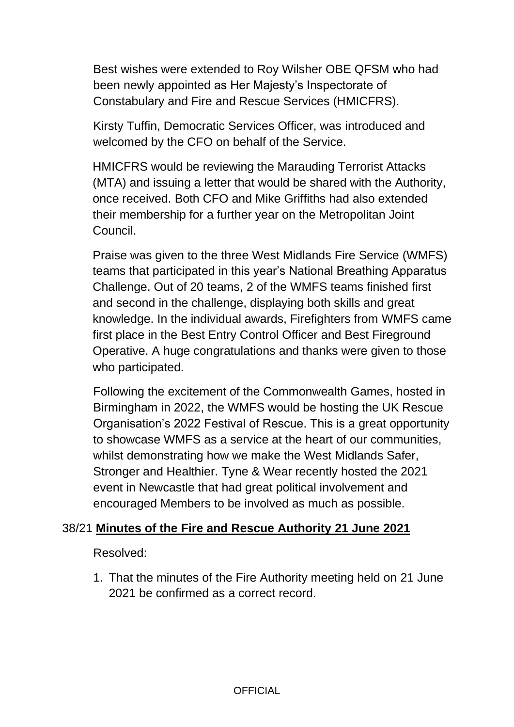Best wishes were extended to Roy Wilsher OBE QFSM who had been newly appointed as Her Majesty's Inspectorate of Constabulary and Fire and Rescue Services (HMICFRS).

Kirsty Tuffin, Democratic Services Officer, was introduced and welcomed by the CFO on behalf of the Service.

HMICFRS would be reviewing the Marauding Terrorist Attacks (MTA) and issuing a letter that would be shared with the Authority, once received. Both CFO and Mike Griffiths had also extended their membership for a further year on the Metropolitan Joint Council.

Praise was given to the three West Midlands Fire Service (WMFS) teams that participated in this year's National Breathing Apparatus Challenge. Out of 20 teams, 2 of the WMFS teams finished first and second in the challenge, displaying both skills and great knowledge. In the individual awards, Firefighters from WMFS came first place in the Best Entry Control Officer and Best Fireground Operative. A huge congratulations and thanks were given to those who participated.

Following the excitement of the Commonwealth Games, hosted in Birmingham in 2022, the WMFS would be hosting the UK Rescue Organisation's 2022 Festival of Rescue. This is a great opportunity to showcase WMFS as a service at the heart of our communities, whilst demonstrating how we make the West Midlands Safer, Stronger and Healthier. Tyne & Wear recently hosted the 2021 event in Newcastle that had great political involvement and encouraged Members to be involved as much as possible.

38/21 **Minutes of the Fire and Rescue Authority 21 June 2021**

Resolved:

1. That the minutes of the Fire Authority meeting held on 21 June 2021 be confirmed as a correct record.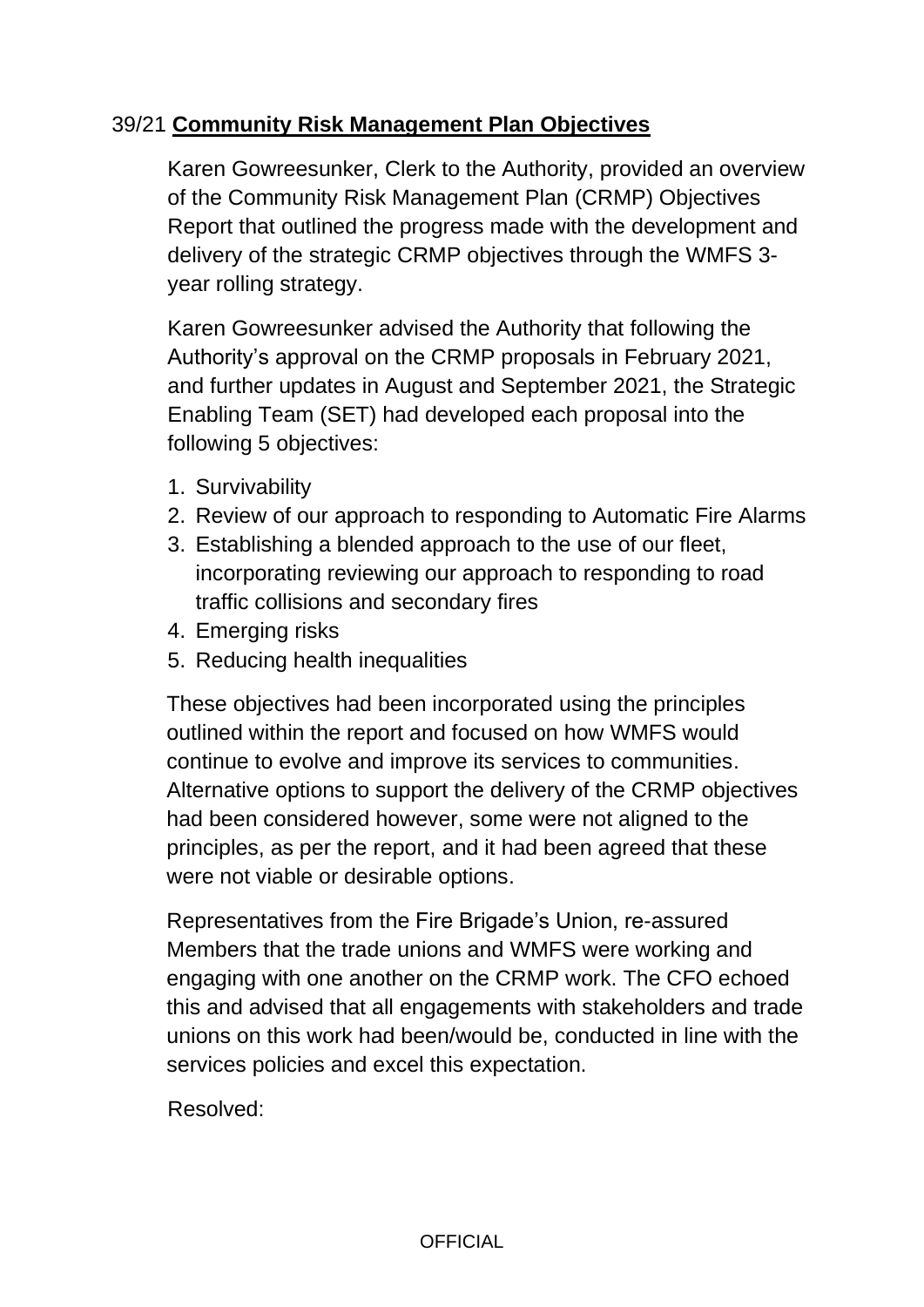39/21 **Community Risk Management Plan Objectives**

Karen Gowreesunker, Clerk to the Authority, provided an overview of the Community Risk Management Plan (CRMP) Objectives Report that outlined the progress made with the development and delivery of the strategic CRMP objectives through the WMFS 3-year rolling strategy.

Karen Gowreesunker advised the Authority that following the Authority's approval on the CRMP proposals in February 2021, and further updates in August and September 2021, the Strategic Enabling Team (SET) had developed each proposal into the following 5 objectives:

1. Survivability
2. Review of our approach to responding to Automatic Fire Alarms
3. Establishing a blended approach to the use of our fleet, incorporating reviewing our approach to responding to road traffic collisions and secondary fires
4. Emerging risks
5. Reducing health inequalities

These objectives had been incorporated using the principles outlined within the report and focused on how WMFS would continue to evolve and improve its services to communities. Alternative options to support the delivery of the CRMP objectives had been considered however, some were not aligned to the principles, as per the report, and it had been agreed that these were not viable or desirable options.

Representatives from the Fire Brigade's Union, re-assured Members that the trade unions and WMFS were working and engaging with one another on the CRMP work. The CFO echoed this and advised that all engagements with stakeholders and trade unions on this work had been/would be, conducted in line with the services policies and excel this expectation.

Resolved: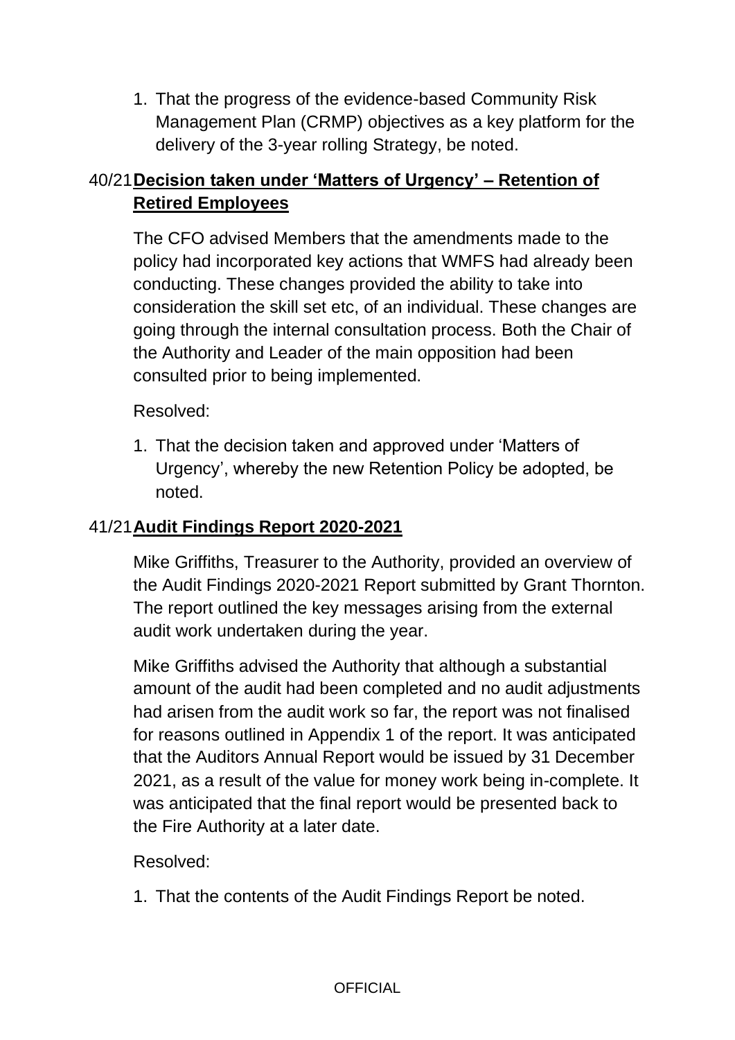1. That the progress of the evidence-based Community Risk Management Plan (CRMP) objectives as a key platform for the delivery of the 3-year rolling Strategy, be noted.

40/21 **Decision taken under 'Matters of Urgency' – Retention of Retired Employees**

The CFO advised Members that the amendments made to the policy had incorporated key actions that WMFS had already been conducting. These changes provided the ability to take into consideration the skill set etc, of an individual. These changes are going through the internal consultation process. Both the Chair of the Authority and Leader of the main opposition had been consulted prior to being implemented.

Resolved:

1. That the decision taken and approved under 'Matters of Urgency', whereby the new Retention Policy be adopted, be noted.

41/21 **Audit Findings Report 2020-2021**

Mike Griffiths, Treasurer to the Authority, provided an overview of the Audit Findings 2020-2021 Report submitted by Grant Thornton. The report outlined the key messages arising from the external audit work undertaken during the year.

Mike Griffiths advised the Authority that although a substantial amount of the audit had been completed and no audit adjustments had arisen from the audit work so far, the report was not finalised for reasons outlined in Appendix 1 of the report. It was anticipated that the Auditors Annual Report would be issued by 31 December 2021, as a result of the value for money work being in-complete. It was anticipated that the final report would be presented back to the Fire Authority at a later date.

Resolved:

1. That the contents of the Audit Findings Report be noted.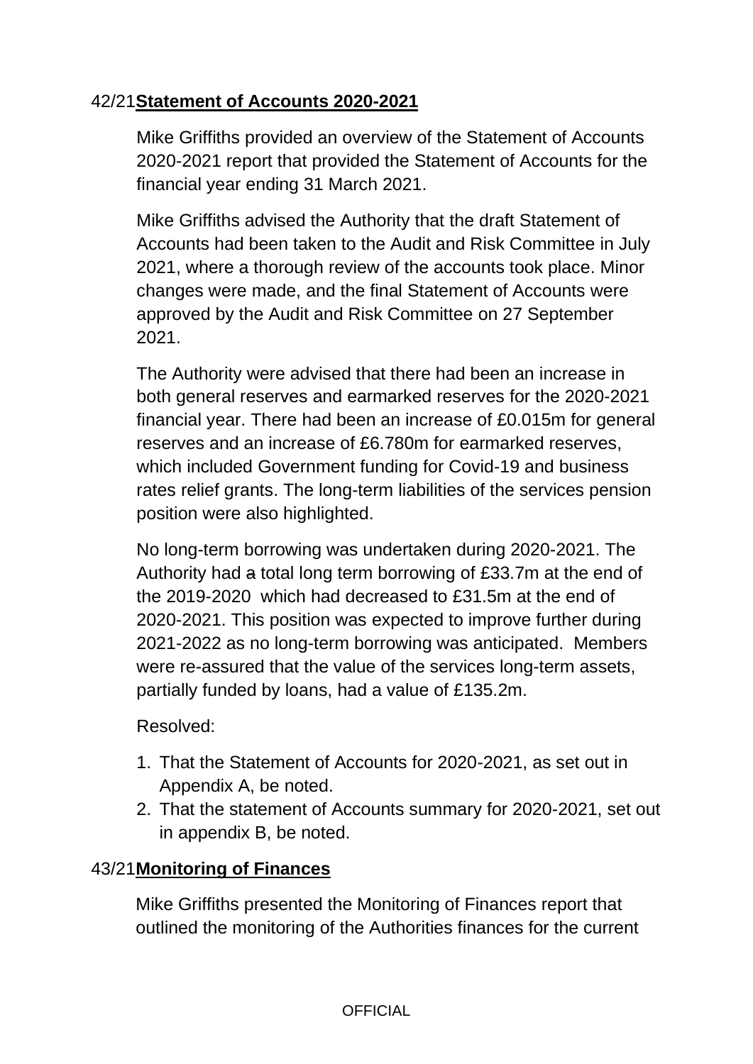42/21 **Statement of Accounts 2020-2021**

Mike Griffiths provided an overview of the Statement of Accounts 2020-2021 report that provided the Statement of Accounts for the financial year ending 31 March 2021.

Mike Griffiths advised the Authority that the draft Statement of Accounts had been taken to the Audit and Risk Committee in July 2021, where a thorough review of the accounts took place. Minor changes were made, and the final Statement of Accounts were approved by the Audit and Risk Committee on 27 September 2021.

The Authority were advised that there had been an increase in both general reserves and earmarked reserves for the 2020-2021 financial year. There had been an increase of £0.015m for general reserves and an increase of £6.780m for earmarked reserves, which included Government funding for Covid-19 and business rates relief grants. The long-term liabilities of the services pension position were also highlighted.

No long-term borrowing was undertaken during 2020-2021. The Authority had a total long term borrowing of £33.7m at the end of the 2019-2020 which had decreased to £31.5m at the end of 2020-2021. This position was expected to improve further during 2021-2022 as no long-term borrowing was anticipated. Members were re-assured that the value of the services long-term assets, partially funded by loans, had a value of £135.2m.

Resolved:

1. That the Statement of Accounts for 2020-2021, as set out in Appendix A, be noted.
2. That the statement of Accounts summary for 2020-2021, set out in appendix B, be noted.

43/21 **Monitoring of Finances**

Mike Griffiths presented the Monitoring of Finances report that outlined the monitoring of the Authorities finances for the current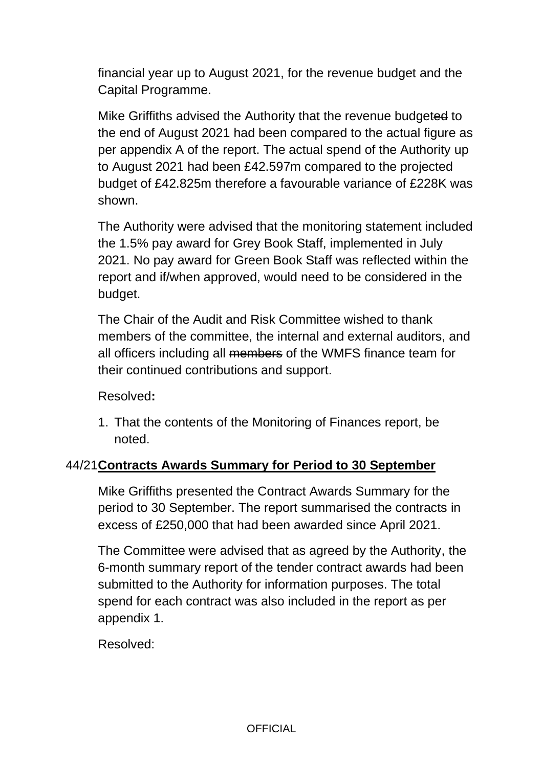financial year up to August 2021, for the revenue budget and the Capital Programme.

Mike Griffiths advised the Authority that the revenue budget~~ed~~ to the end of August 2021 had been compared to the actual figure as per appendix A of the report. The actual spend of the Authority up to August 2021 had been £42.597m compared to the projected budget of £42.825m therefore a favourable variance of £228K was shown.

The Authority were advised that the monitoring statement included the 1.5% pay award for Grey Book Staff, implemented in July 2021. No pay award for Green Book Staff was reflected within the report and if/when approved, would need to be considered in the budget.

The Chair of the Audit and Risk Committee wished to thank members of the committee, the internal and external auditors, and all officers including all ~~members~~ of the WMFS finance team for their continued contributions and support.

Resolved**:**

1. That the contents of the Monitoring of Finances report, be noted.

44/21 **Contracts Awards Summary for Period to 30 September**

Mike Griffiths presented the Contract Awards Summary for the period to 30 September. The report summarised the contracts in excess of £250,000 that had been awarded since April 2021.

The Committee were advised that as agreed by the Authority, the 6-month summary report of the tender contract awards had been submitted to the Authority for information purposes. The total spend for each contract was also included in the report as per appendix 1.

Resolved: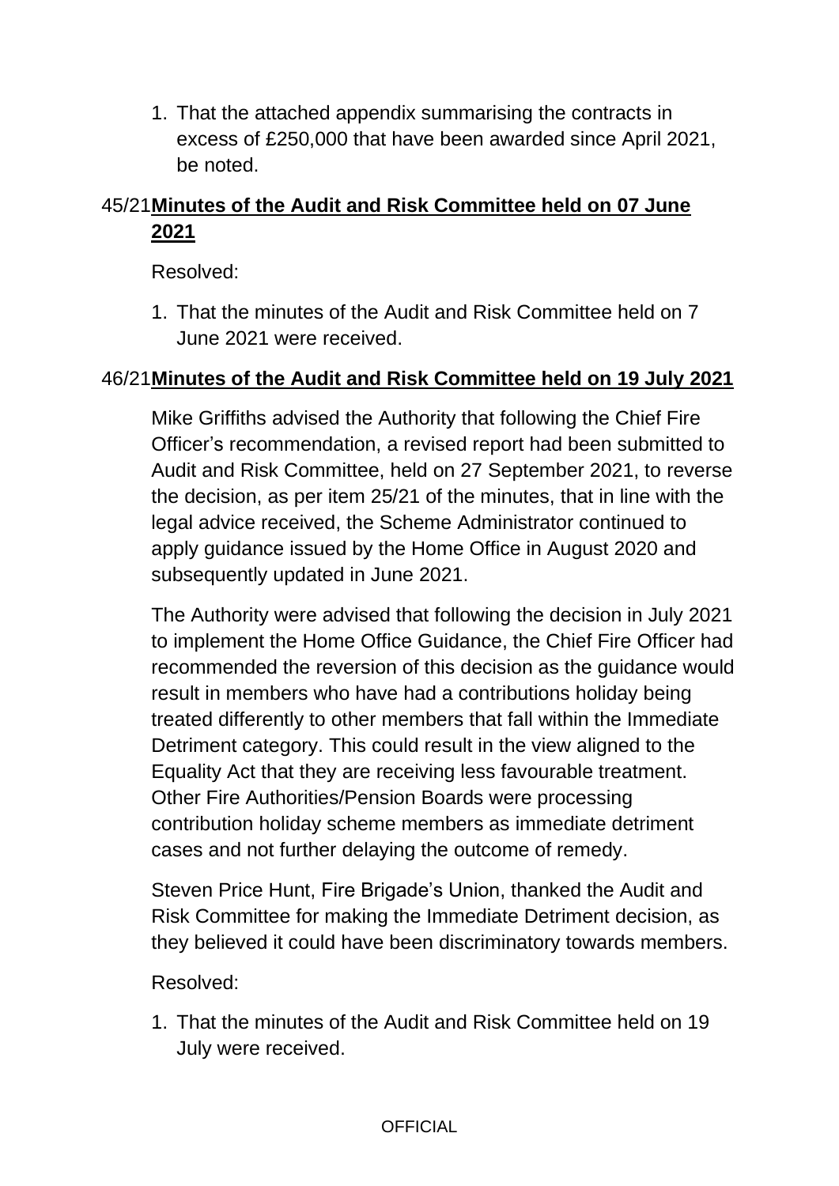1. That the attached appendix summarising the contracts in excess of £250,000 that have been awarded since April 2021, be noted.

## 45/21 Minutes of the Audit and Risk Committee held on 07 June 2021

Resolved:

1. That the minutes of the Audit and Risk Committee held on 7 June 2021 were received.

## 46/21 Minutes of the Audit and Risk Committee held on 19 July 2021

Mike Griffiths advised the Authority that following the Chief Fire Officer's recommendation, a revised report had been submitted to Audit and Risk Committee, held on 27 September 2021, to reverse the decision, as per item 25/21 of the minutes, that in line with the legal advice received, the Scheme Administrator continued to apply guidance issued by the Home Office in August 2020 and subsequently updated in June 2021.

The Authority were advised that following the decision in July 2021 to implement the Home Office Guidance, the Chief Fire Officer had recommended the reversion of this decision as the guidance would result in members who have had a contributions holiday being treated differently to other members that fall within the Immediate Detriment category. This could result in the view aligned to the Equality Act that they are receiving less favourable treatment. Other Fire Authorities/Pension Boards were processing contribution holiday scheme members as immediate detriment cases and not further delaying the outcome of remedy.

Steven Price Hunt, Fire Brigade's Union, thanked the Audit and Risk Committee for making the Immediate Detriment decision, as they believed it could have been discriminatory towards members.

Resolved:

1. That the minutes of the Audit and Risk Committee held on 19 July were received.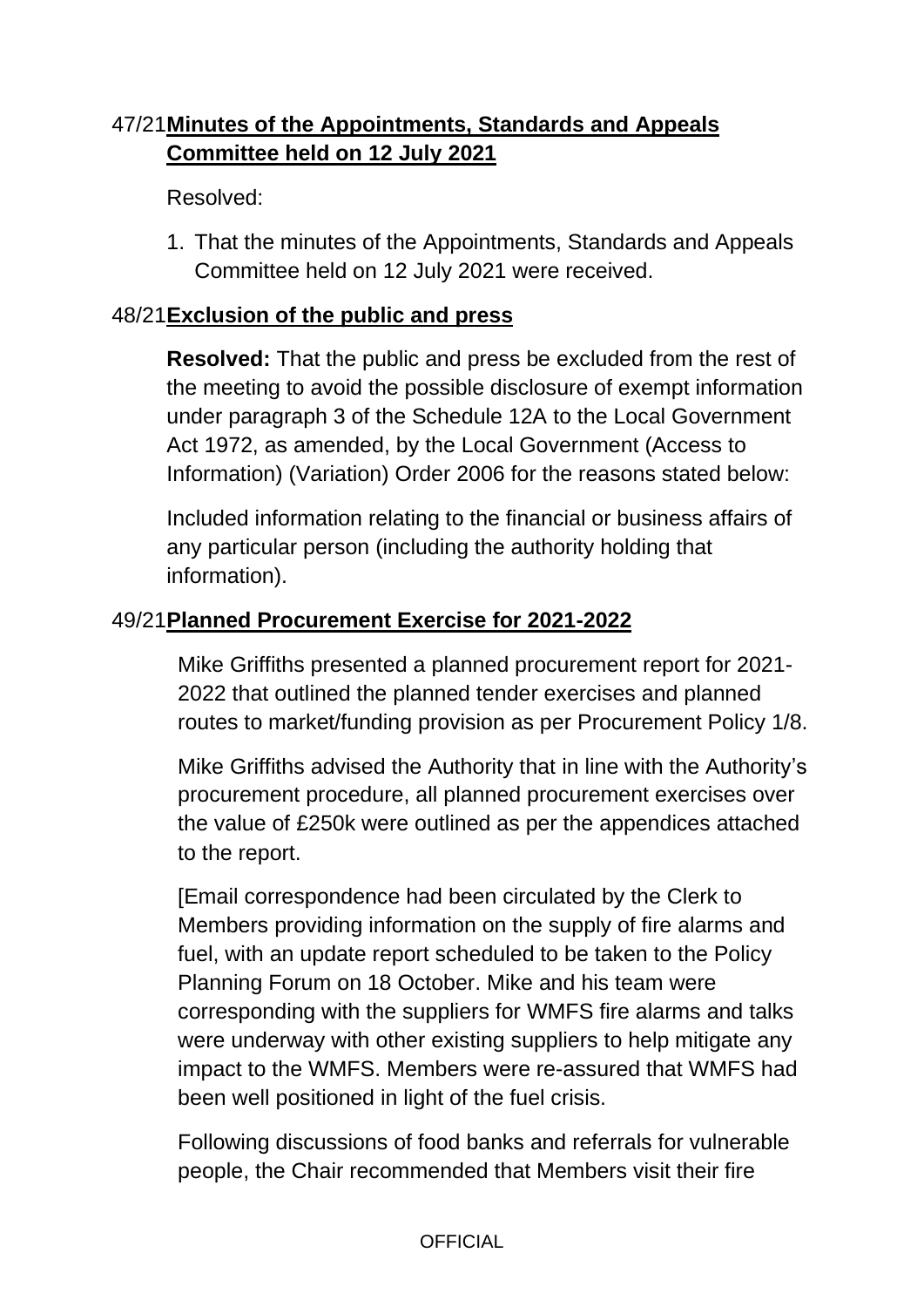## 47/21 **Minutes of the Appointments, Standards and Appeals Committee held on 12 July 2021**

Resolved:

1. That the minutes of the Appointments, Standards and Appeals Committee held on 12 July 2021 were received.

## 48/21 **Exclusion of the public and press**

**Resolved:** That the public and press be excluded from the rest of the meeting to avoid the possible disclosure of exempt information under paragraph 3 of the Schedule 12A to the Local Government Act 1972, as amended, by the Local Government (Access to Information) (Variation) Order 2006 for the reasons stated below:

Included information relating to the financial or business affairs of any particular person (including the authority holding that information).

## 49/21 **Planned Procurement Exercise for 2021-2022**

Mike Griffiths presented a planned procurement report for 2021-2022 that outlined the planned tender exercises and planned routes to market/funding provision as per Procurement Policy 1/8.

Mike Griffiths advised the Authority that in line with the Authority's procurement procedure, all planned procurement exercises over the value of £250k were outlined as per the appendices attached to the report.

[Email correspondence had been circulated by the Clerk to Members providing information on the supply of fire alarms and fuel, with an update report scheduled to be taken to the Policy Planning Forum on 18 October. Mike and his team were corresponding with the suppliers for WMFS fire alarms and talks were underway with other existing suppliers to help mitigate any impact to the WMFS. Members were re-assured that WMFS had been well positioned in light of the fuel crisis.

Following discussions of food banks and referrals for vulnerable people, the Chair recommended that Members visit their fire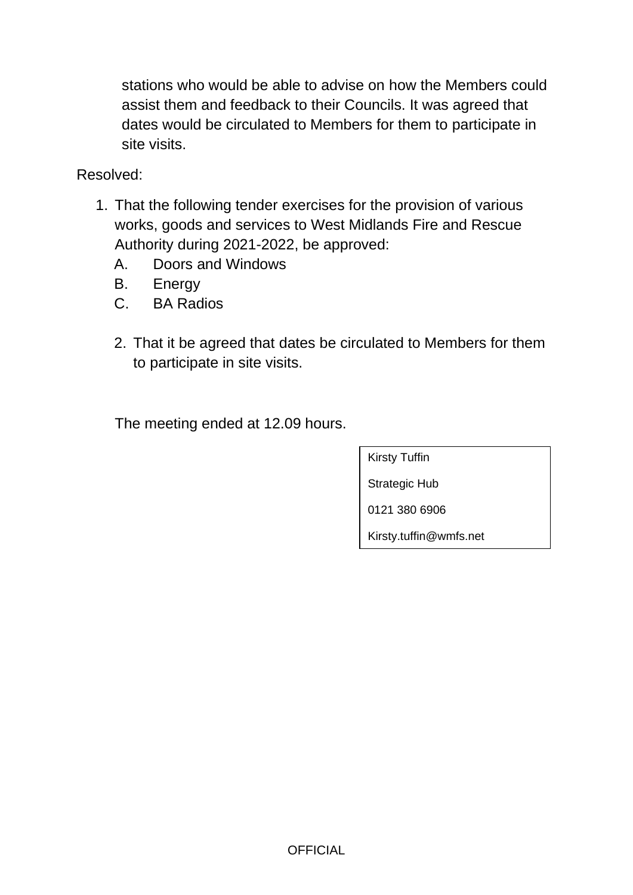stations who would be able to advise on how the Members could assist them and feedback to their Councils. It was agreed that dates would be circulated to Members for them to participate in site visits.

Resolved:

1. That the following tender exercises for the provision of various works, goods and services to West Midlands Fire and Rescue Authority during 2021-2022, be approved:
   - A. Doors and Windows
   - B. Energy
   - C. BA Radios

2. That it be agreed that dates be circulated to Members for them to participate in site visits.

The meeting ended at 12.09 hours.

Kirsty Tuffin

Strategic Hub

0121 380 6906

Kirsty.tuffin@wmfs.net

OFFICIAL